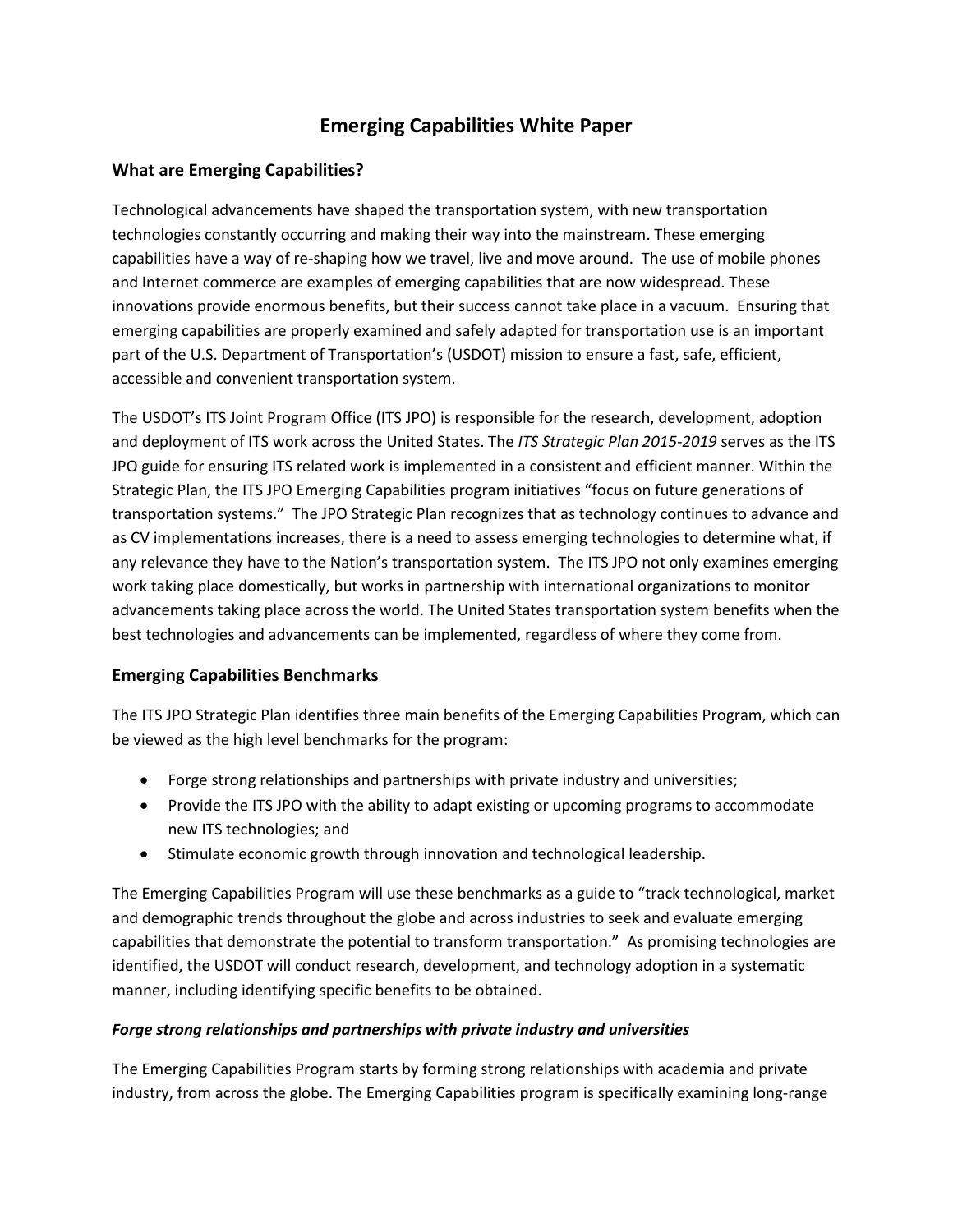# Emerging Capabilities White Paper

## What are Emerging Capabilities?

Technological advancements have shaped the transportation system, with new transportation technologies constantly occurring and making their way into the mainstream. These emerging capabilities have a way of re-shaping how we travel, live and move around. The use of mobile phones and Internet commerce are examples of emerging capabilities that are now widespread. These innovations provide enormous benefits, but their success cannot take place in a vacuum. Ensuring that emerging capabilities are properly examined and safely adapted for transportation use is an important part of the U.S. Department of Transportation's (USDOT) mission to ensure a fast, safe, efficient, accessible and convenient transportation system.

The USDOT's ITS Joint Program Office (ITS JPO) is responsible for the research, development, adoption and deployment of ITS work across the United States. The *ITS Strategic Plan 2015-2019* serves as the ITS JPO guide for ensuring ITS related work is implemented in a consistent and efficient manner. Within the Strategic Plan, the ITS JPO Emerging Capabilities program initiatives "focus on future generations of transportation systems." The JPO Strategic Plan recognizes that as technology continues to advance and as CV implementations increases, there is a need to assess emerging technologies to determine what, if any relevance they have to the Nation's transportation system. The ITS JPO not only examines emerging work taking place domestically, but works in partnership with international organizations to monitor advancements taking place across the world. The United States transportation system benefits when the best technologies and advancements can be implemented, regardless of where they come from.

## Emerging Capabilities Benchmarks

The ITS JPO Strategic Plan identifies three main benefits of the Emerging Capabilities Program, which can be viewed as the high level benchmarks for the program:

- Forge strong relationships and partnerships with private industry and universities;
- Provide the ITS JPO with the ability to adapt existing or upcoming programs to accommodate new ITS technologies; and
- Stimulate economic growth through innovation and technological leadership.

The Emerging Capabilities Program will use these benchmarks as a guide to "track technological, market and demographic trends throughout the globe and across industries to seek and evaluate emerging capabilities that demonstrate the potential to transform transportation." As promising technologies are identified, the USDOT will conduct research, development, and technology adoption in a systematic manner, including identifying specific benefits to be obtained.

### *Forge strong relationships and partnerships with private industry and universities*

The Emerging Capabilities Program starts by forming strong relationships with academia and private industry, from across the globe. The Emerging Capabilities program is specifically examining long-range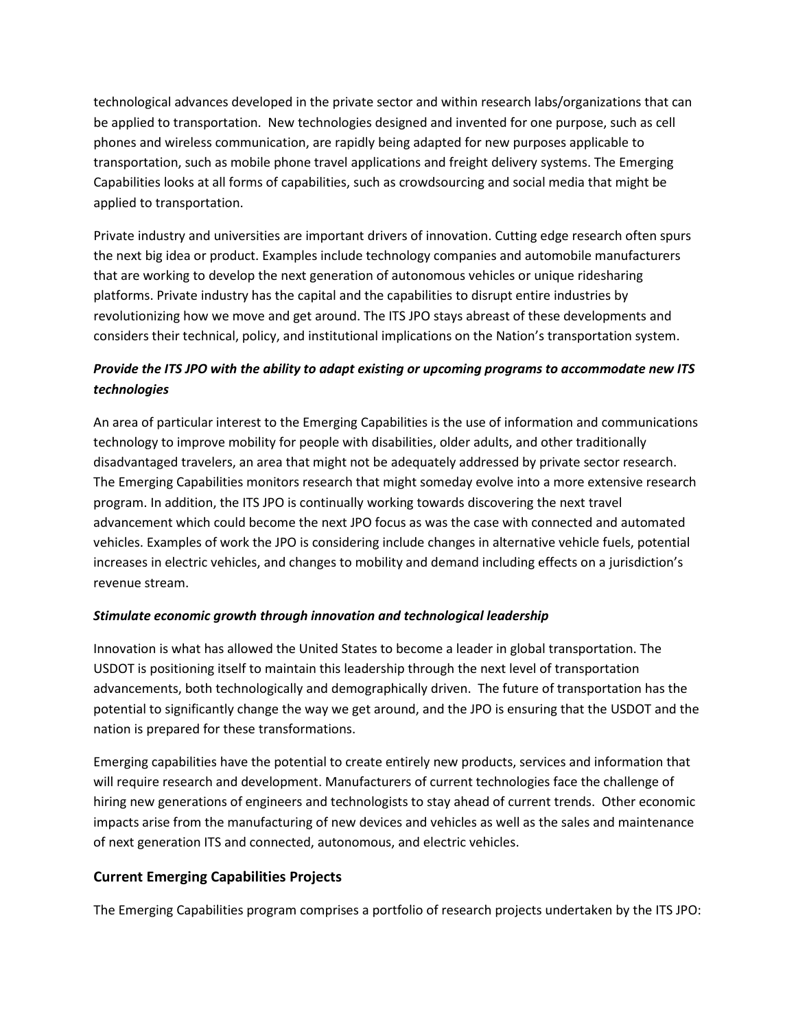technological advances developed in the private sector and within research labs/organizations that can be applied to transportation. New technologies designed and invented for one purpose, such as cell phones and wireless communication, are rapidly being adapted for new purposes applicable to transportation, such as mobile phone travel applications and freight delivery systems. The Emerging Capabilities looks at all forms of capabilities, such as crowdsourcing and social media that might be applied to transportation.

Private industry and universities are important drivers of innovation. Cutting edge research often spurs the next big idea or product. Examples include technology companies and automobile manufacturers that are working to develop the next generation of autonomous vehicles or unique ridesharing platforms. Private industry has the capital and the capabilities to disrupt entire industries by revolutionizing how we move and get around. The ITS JPO stays abreast of these developments and considers their technical, policy, and institutional implications on the Nation's transportation system.

***Provide the ITS JPO with the ability to adapt existing or upcoming programs to accommodate new ITS technologies***

An area of particular interest to the Emerging Capabilities is the use of information and communications technology to improve mobility for people with disabilities, older adults, and other traditionally disadvantaged travelers, an area that might not be adequately addressed by private sector research. The Emerging Capabilities monitors research that might someday evolve into a more extensive research program. In addition, the ITS JPO is continually working towards discovering the next travel advancement which could become the next JPO focus as was the case with connected and automated vehicles. Examples of work the JPO is considering include changes in alternative vehicle fuels, potential increases in electric vehicles, and changes to mobility and demand including effects on a jurisdiction's revenue stream.

***Stimulate economic growth through innovation and technological leadership***

Innovation is what has allowed the United States to become a leader in global transportation. The USDOT is positioning itself to maintain this leadership through the next level of transportation advancements, both technologically and demographically driven. The future of transportation has the potential to significantly change the way we get around, and the JPO is ensuring that the USDOT and the nation is prepared for these transformations.

Emerging capabilities have the potential to create entirely new products, services and information that will require research and development. Manufacturers of current technologies face the challenge of hiring new generations of engineers and technologists to stay ahead of current trends. Other economic impacts arise from the manufacturing of new devices and vehicles as well as the sales and maintenance of next generation ITS and connected, autonomous, and electric vehicles.

## Current Emerging Capabilities Projects

The Emerging Capabilities program comprises a portfolio of research projects undertaken by the ITS JPO: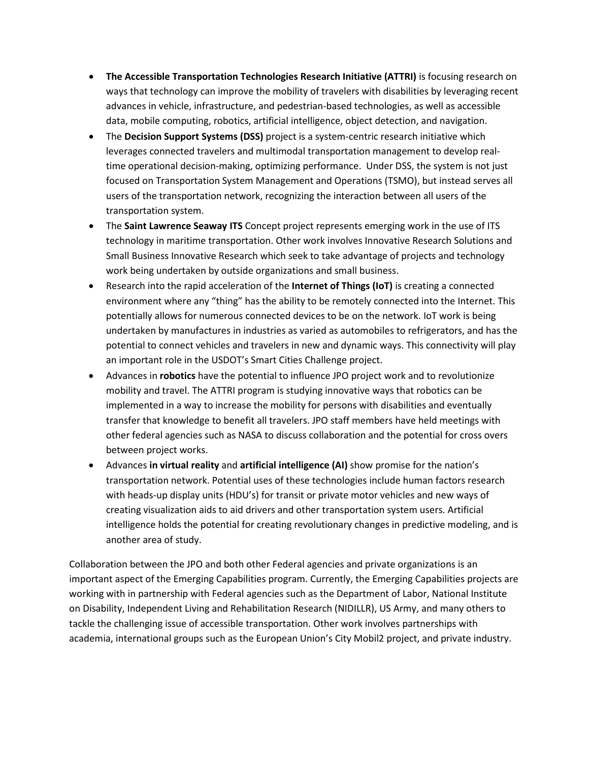- **The Accessible Transportation Technologies Research Initiative (ATTRI)** is focusing research on ways that technology can improve the mobility of travelers with disabilities by leveraging recent advances in vehicle, infrastructure, and pedestrian-based technologies, as well as accessible data, mobile computing, robotics, artificial intelligence, object detection, and navigation.
- The **Decision Support Systems (DSS)** project is a system-centric research initiative which leverages connected travelers and multimodal transportation management to develop real-time operational decision-making, optimizing performance. Under DSS, the system is not just focused on Transportation System Management and Operations (TSMO), but instead serves all users of the transportation network, recognizing the interaction between all users of the transportation system.
- The **Saint Lawrence Seaway ITS** Concept project represents emerging work in the use of ITS technology in maritime transportation. Other work involves Innovative Research Solutions and Small Business Innovative Research which seek to take advantage of projects and technology work being undertaken by outside organizations and small business.
- Research into the rapid acceleration of the **Internet of Things (IoT)** is creating a connected environment where any "thing" has the ability to be remotely connected into the Internet. This potentially allows for numerous connected devices to be on the network. IoT work is being undertaken by manufactures in industries as varied as automobiles to refrigerators, and has the potential to connect vehicles and travelers in new and dynamic ways. This connectivity will play an important role in the USDOT's Smart Cities Challenge project.
- Advances in **robotics** have the potential to influence JPO project work and to revolutionize mobility and travel. The ATTRI program is studying innovative ways that robotics can be implemented in a way to increase the mobility for persons with disabilities and eventually transfer that knowledge to benefit all travelers. JPO staff members have held meetings with other federal agencies such as NASA to discuss collaboration and the potential for cross overs between project works.
- Advances **in virtual reality** and **artificial intelligence (AI)** show promise for the nation's transportation network. Potential uses of these technologies include human factors research with heads-up display units (HDU's) for transit or private motor vehicles and new ways of creating visualization aids to aid drivers and other transportation system users. Artificial intelligence holds the potential for creating revolutionary changes in predictive modeling, and is another area of study.

Collaboration between the JPO and both other Federal agencies and private organizations is an important aspect of the Emerging Capabilities program. Currently, the Emerging Capabilities projects are working with in partnership with Federal agencies such as the Department of Labor, National Institute on Disability, Independent Living and Rehabilitation Research (NIDILLR), US Army, and many others to tackle the challenging issue of accessible transportation. Other work involves partnerships with academia, international groups such as the European Union's City Mobil2 project, and private industry.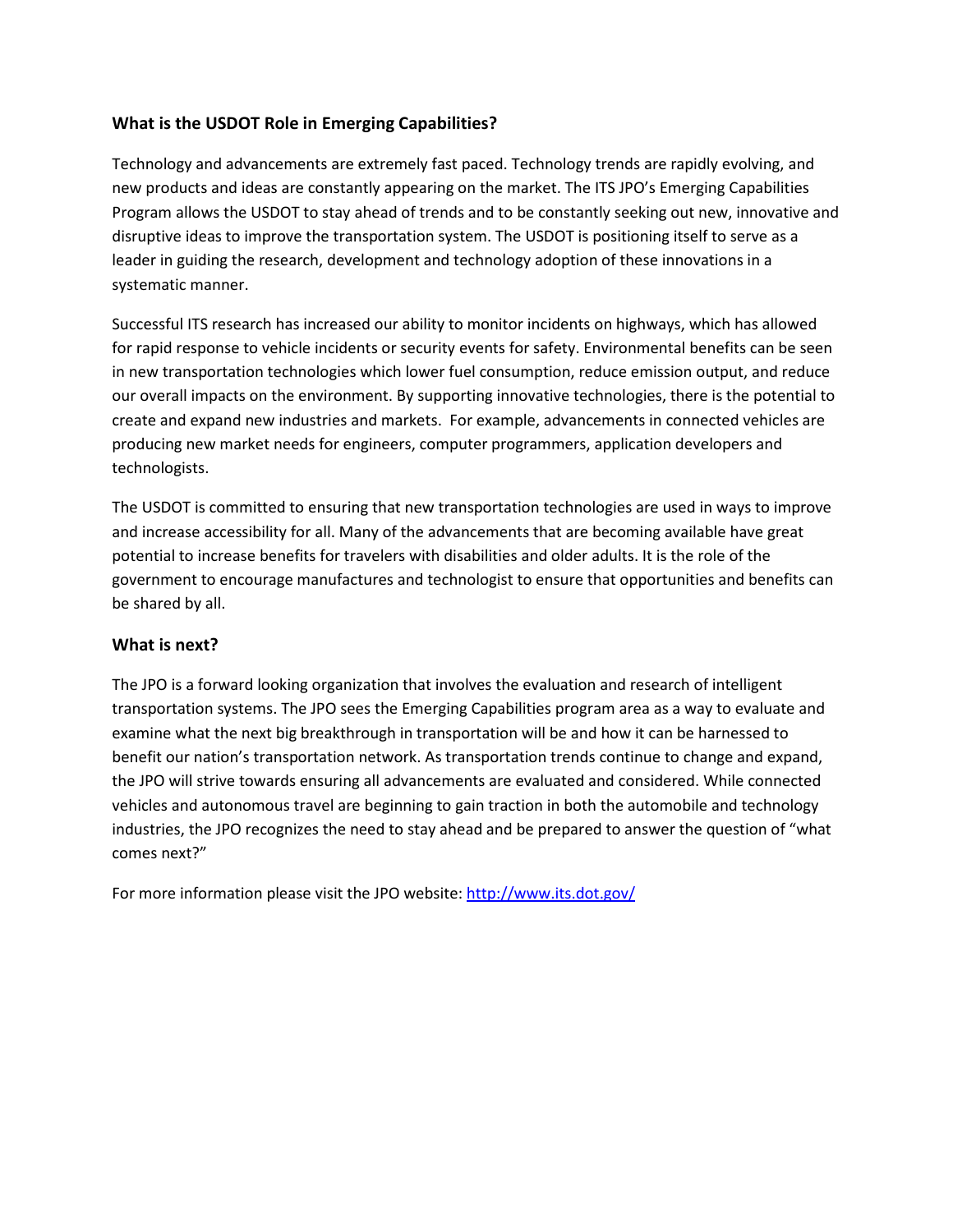### What is the USDOT Role in Emerging Capabilities?

Technology and advancements are extremely fast paced. Technology trends are rapidly evolving, and new products and ideas are constantly appearing on the market. The ITS JPO's Emerging Capabilities Program allows the USDOT to stay ahead of trends and to be constantly seeking out new, innovative and disruptive ideas to improve the transportation system. The USDOT is positioning itself to serve as a leader in guiding the research, development and technology adoption of these innovations in a systematic manner.

Successful ITS research has increased our ability to monitor incidents on highways, which has allowed for rapid response to vehicle incidents or security events for safety. Environmental benefits can be seen in new transportation technologies which lower fuel consumption, reduce emission output, and reduce our overall impacts on the environment. By supporting innovative technologies, there is the potential to create and expand new industries and markets. For example, advancements in connected vehicles are producing new market needs for engineers, computer programmers, application developers and technologists.

The USDOT is committed to ensuring that new transportation technologies are used in ways to improve and increase accessibility for all. Many of the advancements that are becoming available have great potential to increase benefits for travelers with disabilities and older adults. It is the role of the government to encourage manufactures and technologist to ensure that opportunities and benefits can be shared by all.

### What is next?

The JPO is a forward looking organization that involves the evaluation and research of intelligent transportation systems. The JPO sees the Emerging Capabilities program area as a way to evaluate and examine what the next big breakthrough in transportation will be and how it can be harnessed to benefit our nation's transportation network. As transportation trends continue to change and expand, the JPO will strive towards ensuring all advancements are evaluated and considered. While connected vehicles and autonomous travel are beginning to gain traction in both the automobile and technology industries, the JPO recognizes the need to stay ahead and be prepared to answer the question of "what comes next?"

For more information please visit the JPO website: [http://www.its.dot.gov/](http://www.its.dot.gov/)